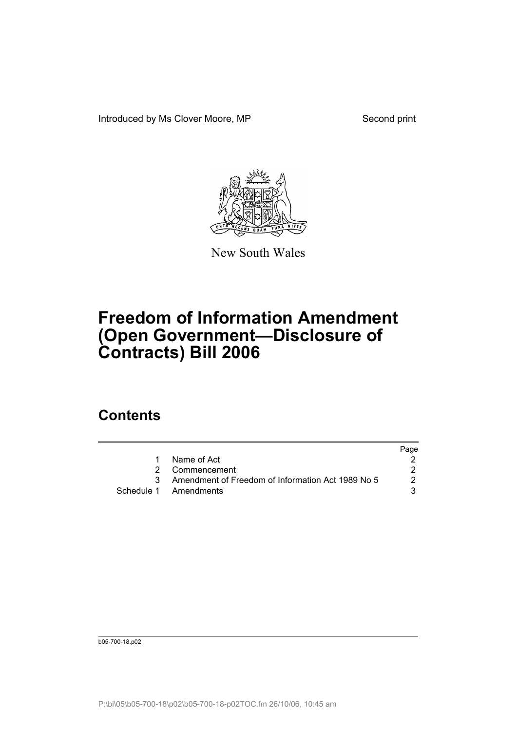Introduced by Ms Clover Moore, MP

Second print

New South Wales

# Freedom of Information Amendment (Open Government—Disclosure of Contracts) Bill 2006

## Contents

| | | Page |
|---|---|---|
| 1 | Name of Act | 2 |
| 2 | Commencement | 2 |
| 3 | Amendment of Freedom of Information Act 1989 No 5 | 2 |
| Schedule 1 | Amendments | 3 |

b05-700-18.p02

P:\bi\05\b05-700-18\p02\b05-700-18-p02TOC.fm 26/10/06, 10:45 am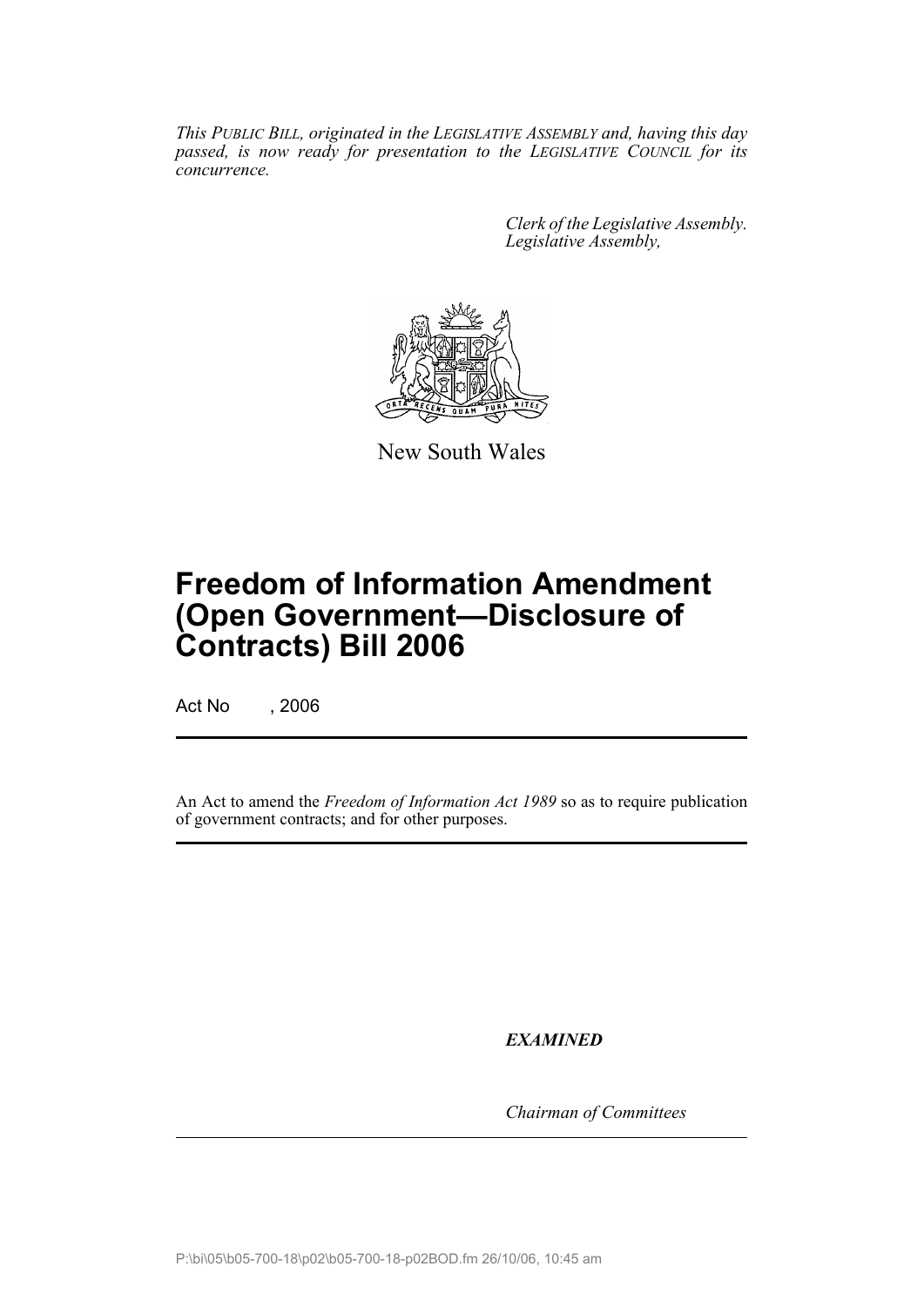*This PUBLIC BILL, originated in the LEGISLATIVE ASSEMBLY and, having this day passed, is now ready for presentation to the LEGISLATIVE COUNCIL for its concurrence.*

*Clerk of the Legislative Assembly.*
*Legislative Assembly,*

New South Wales

# Freedom of Information Amendment (Open Government—Disclosure of Contracts) Bill 2006

Act No , 2006

An Act to amend the *Freedom of Information Act 1989* so as to require publication of government contracts; and for other purposes.

***EXAMINED***

*Chairman of Committees*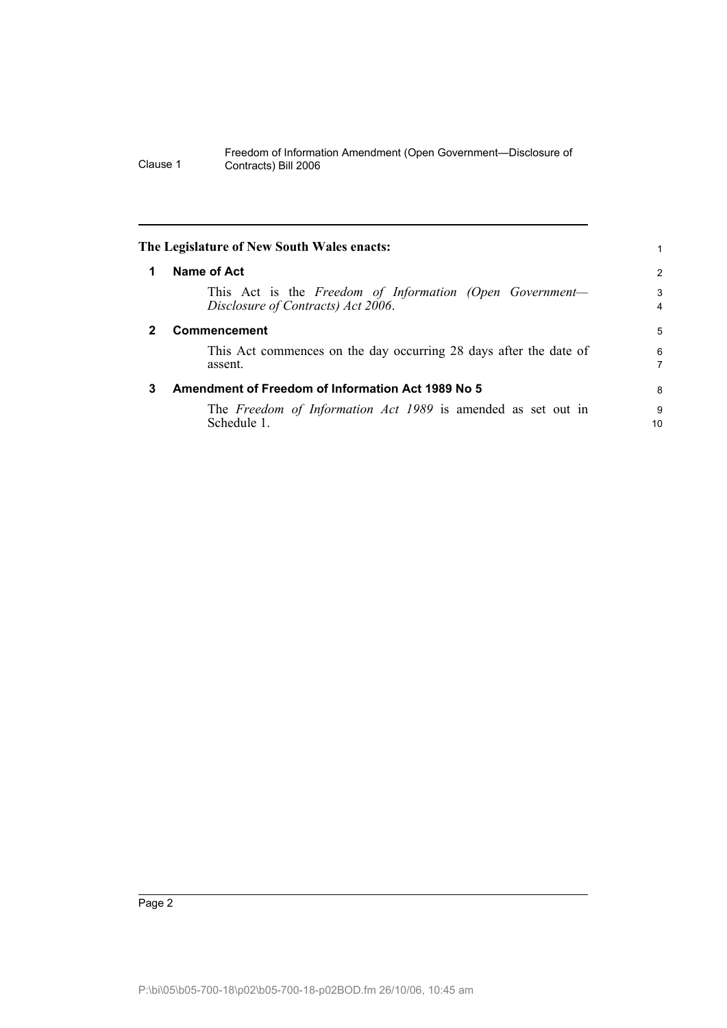**The Legislature of New South Wales enacts:**

## 1 Name of Act

This Act is the *Freedom of Information (Open Government—Disclosure of Contracts) Act 2006*.

## 2 Commencement

This Act commences on the day occurring 28 days after the date of assent.

## 3 Amendment of Freedom of Information Act 1989 No 5

The *Freedom of Information Act 1989* is amended as set out in Schedule 1.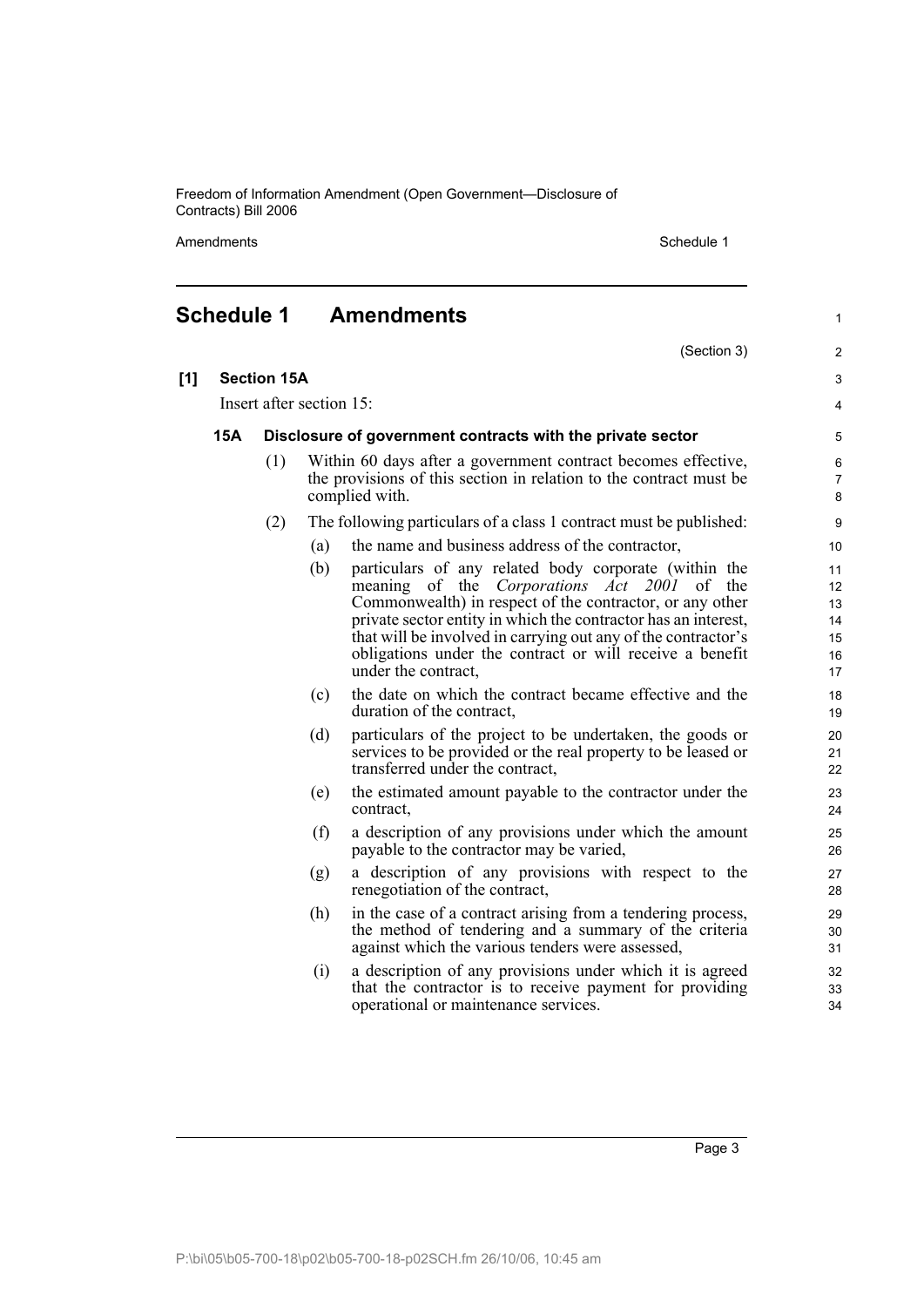# Schedule 1 Amendments

(Section 3)

**[1] Section 15A**

Insert after section 15:

### 15A Disclosure of government contracts with the private sector

(1) Within 60 days after a government contract becomes effective, the provisions of this section in relation to the contract must be complied with.

(2) The following particulars of a class 1 contract must be published:

(a) the name and business address of the contractor,

(b) particulars of any related body corporate (within the meaning of the *Corporations Act 2001* of the Commonwealth) in respect of the contractor, or any other private sector entity in which the contractor has an interest, that will be involved in carrying out any of the contractor's obligations under the contract or will receive a benefit under the contract,

(c) the date on which the contract became effective and the duration of the contract,

(d) particulars of the project to be undertaken, the goods or services to be provided or the real property to be leased or transferred under the contract,

(e) the estimated amount payable to the contractor under the contract,

(f) a description of any provisions under which the amount payable to the contractor may be varied,

(g) a description of any provisions with respect to the renegotiation of the contract,

(h) in the case of a contract arising from a tendering process, the method of tendering and a summary of the criteria against which the various tenders were assessed,

(i) a description of any provisions under which it is agreed that the contractor is to receive payment for providing operational or maintenance services.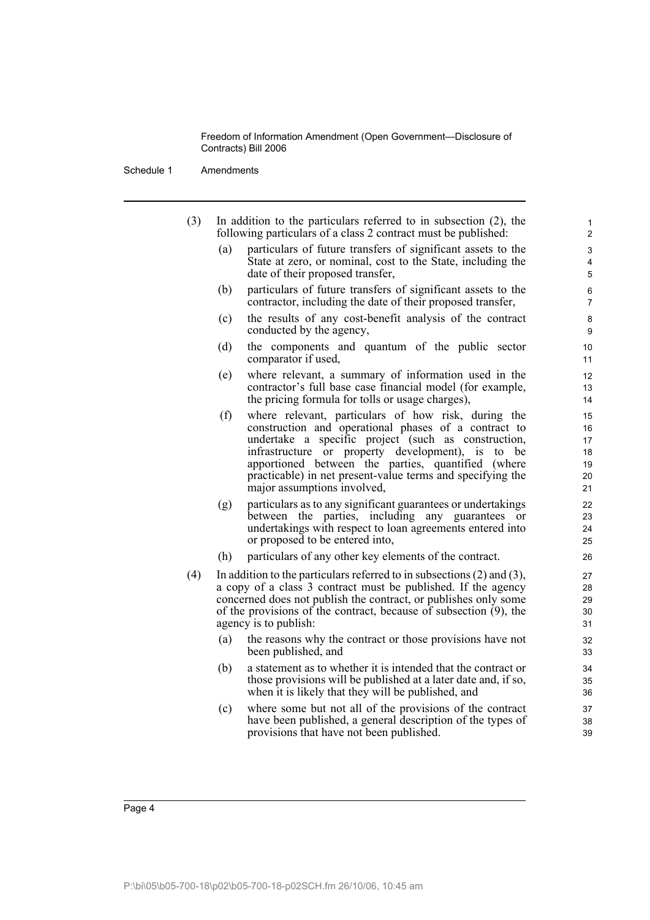(3) In addition to the particulars referred to in subsection (2), the following particulars of a class 2 contract must be published:

- (a) particulars of future transfers of significant assets to the State at zero, or nominal, cost to the State, including the date of their proposed transfer,
- (b) particulars of future transfers of significant assets to the contractor, including the date of their proposed transfer,
- (c) the results of any cost-benefit analysis of the contract conducted by the agency,
- (d) the components and quantum of the public sector comparator if used,
- (e) where relevant, a summary of information used in the contractor's full base case financial model (for example, the pricing formula for tolls or usage charges),
- (f) where relevant, particulars of how risk, during the construction and operational phases of a contract to undertake a specific project (such as construction, infrastructure or property development), is to be apportioned between the parties, quantified (where practicable) in net present-value terms and specifying the major assumptions involved,
- (g) particulars as to any significant guarantees or undertakings between the parties, including any guarantees or undertakings with respect to loan agreements entered into or proposed to be entered into,
- (h) particulars of any other key elements of the contract.

(4) In addition to the particulars referred to in subsections (2) and (3), a copy of a class 3 contract must be published. If the agency concerned does not publish the contract, or publishes only some of the provisions of the contract, because of subsection (9), the agency is to publish:

- (a) the reasons why the contract or those provisions have not been published, and
- (b) a statement as to whether it is intended that the contract or those provisions will be published at a later date and, if so, when it is likely that they will be published, and
- (c) where some but not all of the provisions of the contract have been published, a general description of the types of provisions that have not been published.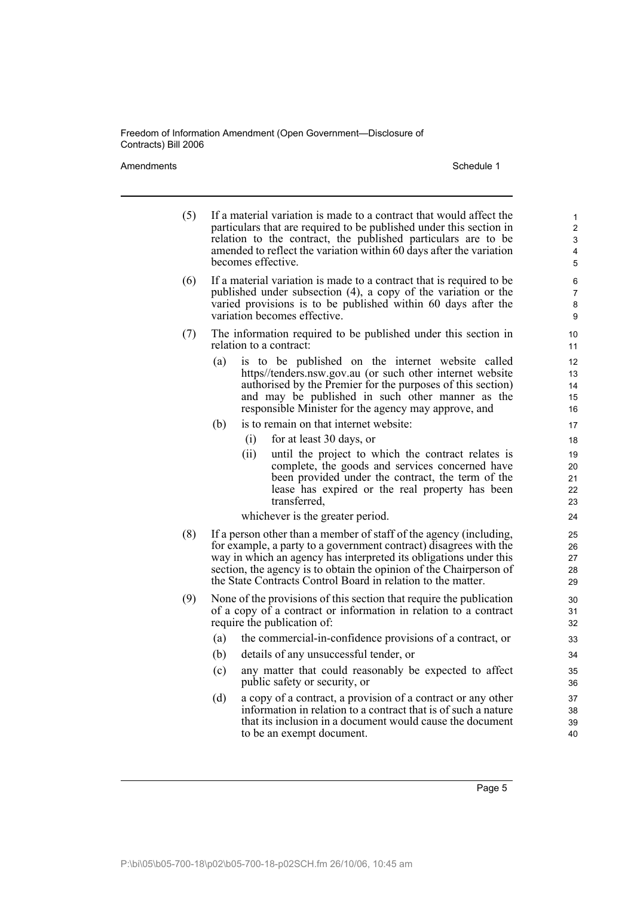(5) If a material variation is made to a contract that would affect the particulars that are required to be published under this section in relation to the contract, the published particulars are to be amended to reflect the variation within 60 days after the variation becomes effective.

(6) If a material variation is made to a contract that is required to be published under subsection (4), a copy of the variation or the varied provisions is to be published within 60 days after the variation becomes effective.

(7) The information required to be published under this section in relation to a contract:

- (a) is to be published on the internet website called https//tenders.nsw.gov.au (or such other internet website authorised by the Premier for the purposes of this section) and may be published in such other manner as the responsible Minister for the agency may approve, and
- (b) is to remain on that internet website:
  - (i) for at least 30 days, or
  - (ii) until the project to which the contract relates is complete, the goods and services concerned have been provided under the contract, the term of the lease has expired or the real property has been transferred,

  whichever is the greater period.

(8) If a person other than a member of staff of the agency (including, for example, a party to a government contract) disagrees with the way in which an agency has interpreted its obligations under this section, the agency is to obtain the opinion of the Chairperson of the State Contracts Control Board in relation to the matter.

(9) None of the provisions of this section that require the publication of a copy of a contract or information in relation to a contract require the publication of:

- (a) the commercial-in-confidence provisions of a contract, or
- (b) details of any unsuccessful tender, or
- (c) any matter that could reasonably be expected to affect public safety or security, or
- (d) a copy of a contract, a provision of a contract or any other information in relation to a contract that is of such a nature that its inclusion in a document would cause the document to be an exempt document.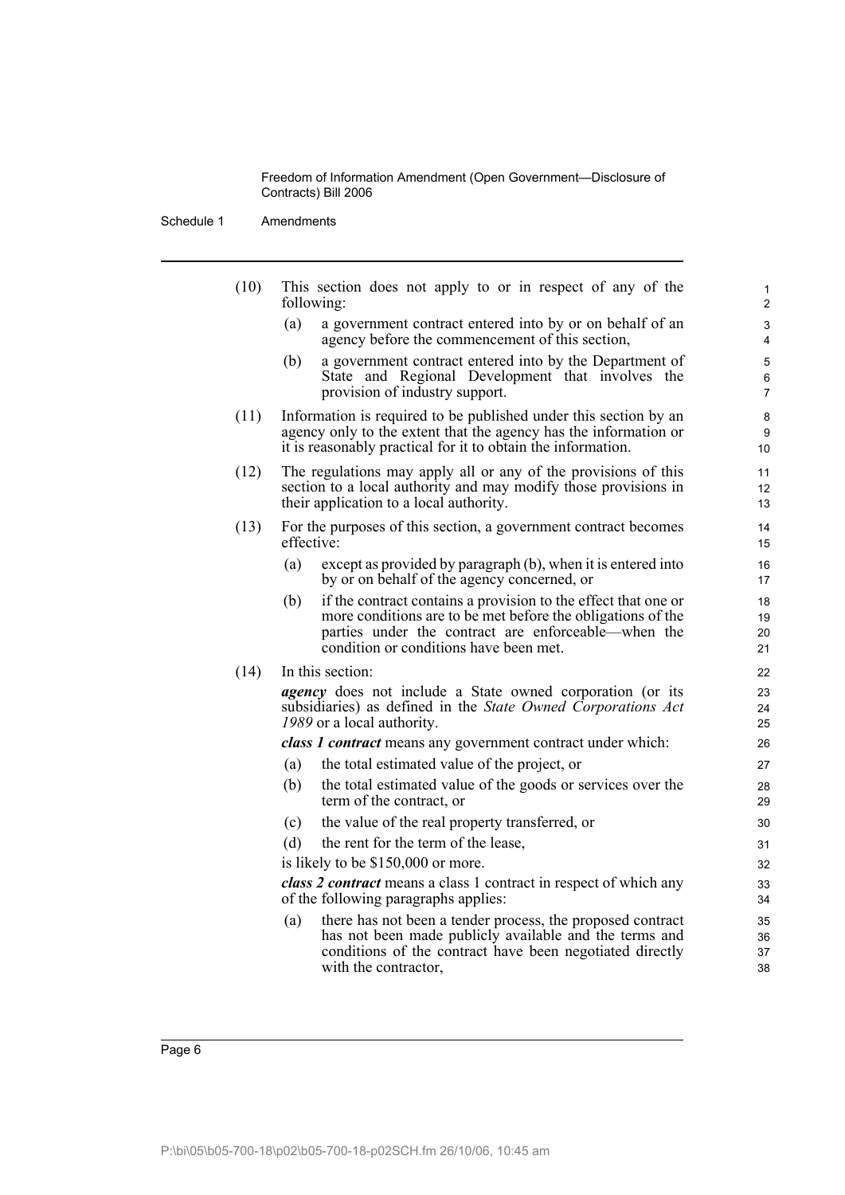(10) This section does not apply to or in respect of any of the following:

- (a) a government contract entered into by or on behalf of an agency before the commencement of this section,
- (b) a government contract entered into by the Department of State and Regional Development that involves the provision of industry support.

(11) Information is required to be published under this section by an agency only to the extent that the agency has the information or it is reasonably practical for it to obtain the information.

(12) The regulations may apply all or any of the provisions of this section to a local authority and may modify those provisions in their application to a local authority.

(13) For the purposes of this section, a government contract becomes effective:

- (a) except as provided by paragraph (b), when it is entered into by or on behalf of the agency concerned, or
- (b) if the contract contains a provision to the effect that one or more conditions are to be met before the obligations of the parties under the contract are enforceable—when the condition or conditions have been met.

(14) In this section:

***agency*** does not include a State owned corporation (or its subsidiaries) as defined in the *State Owned Corporations Act 1989* or a local authority.

***class 1 contract*** means any government contract under which:

- (a) the total estimated value of the project, or
- (b) the total estimated value of the goods or services over the term of the contract, or
- (c) the value of the real property transferred, or
- (d) the rent for the term of the lease,

is likely to be $150,000 or more.

***class 2 contract*** means a class 1 contract in respect of which any of the following paragraphs applies:

- (a) there has not been a tender process, the proposed contract has not been made publicly available and the terms and conditions of the contract have been negotiated directly with the contractor,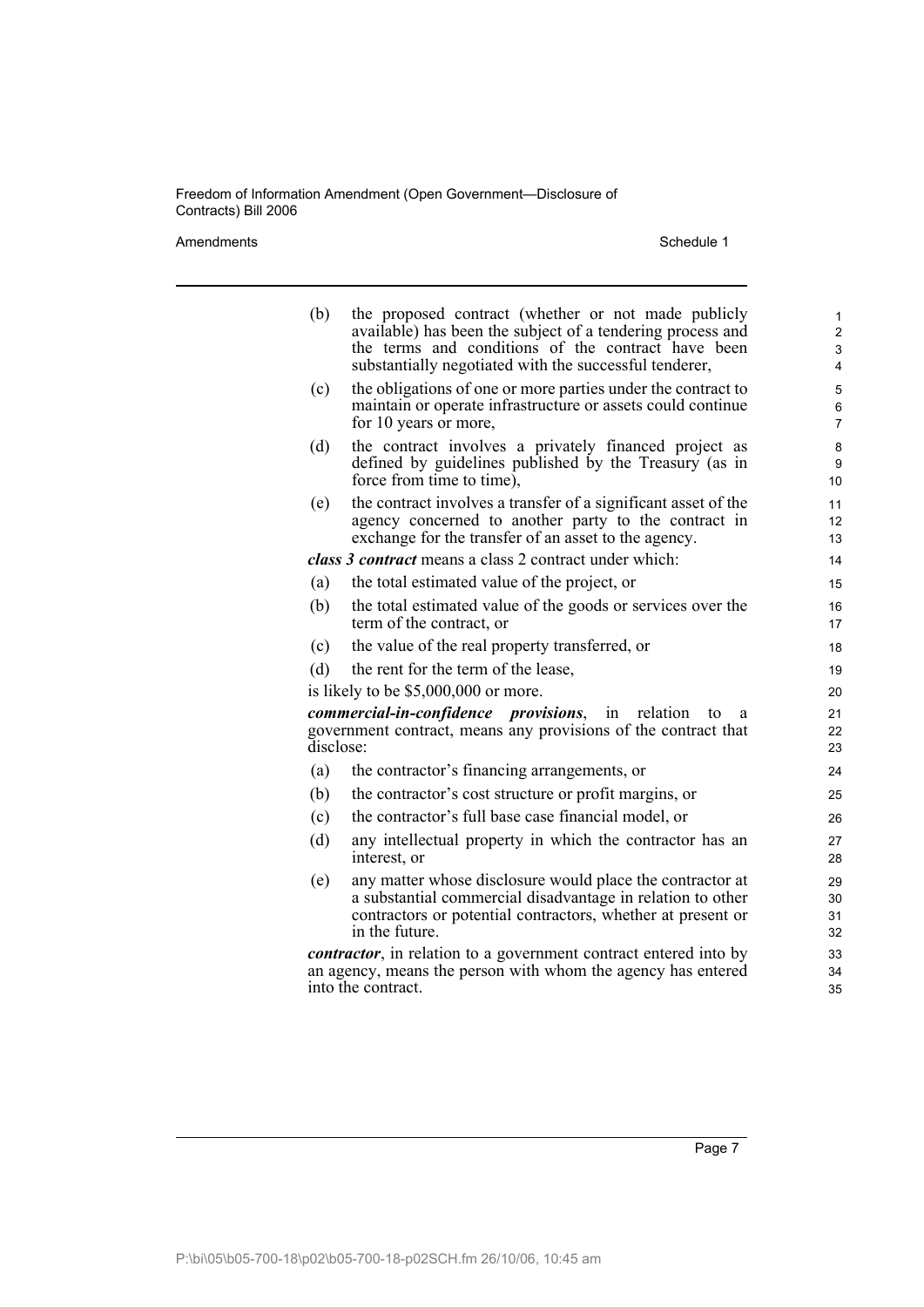(b) the proposed contract (whether or not made publicly available) has been the subject of a tendering process and the terms and conditions of the contract have been substantially negotiated with the successful tenderer,

(c) the obligations of one or more parties under the contract to maintain or operate infrastructure or assets could continue for 10 years or more,

(d) the contract involves a privately financed project as defined by guidelines published by the Treasury (as in force from time to time),

(e) the contract involves a transfer of a significant asset of the agency concerned to another party to the contract in exchange for the transfer of an asset to the agency.

***class 3 contract*** means a class 2 contract under which:

(a) the total estimated value of the project, or

(b) the total estimated value of the goods or services over the term of the contract, or

(c) the value of the real property transferred, or

(d) the rent for the term of the lease,

is likely to be $5,000,000 or more.

***commercial-in-confidence provisions***, in relation to a government contract, means any provisions of the contract that disclose:

(a) the contractor's financing arrangements, or

(b) the contractor's cost structure or profit margins, or

(c) the contractor's full base case financial model, or

(d) any intellectual property in which the contractor has an interest, or

(e) any matter whose disclosure would place the contractor at a substantial commercial disadvantage in relation to other contractors or potential contractors, whether at present or in the future.

***contractor***, in relation to a government contract entered into by an agency, means the person with whom the agency has entered into the contract.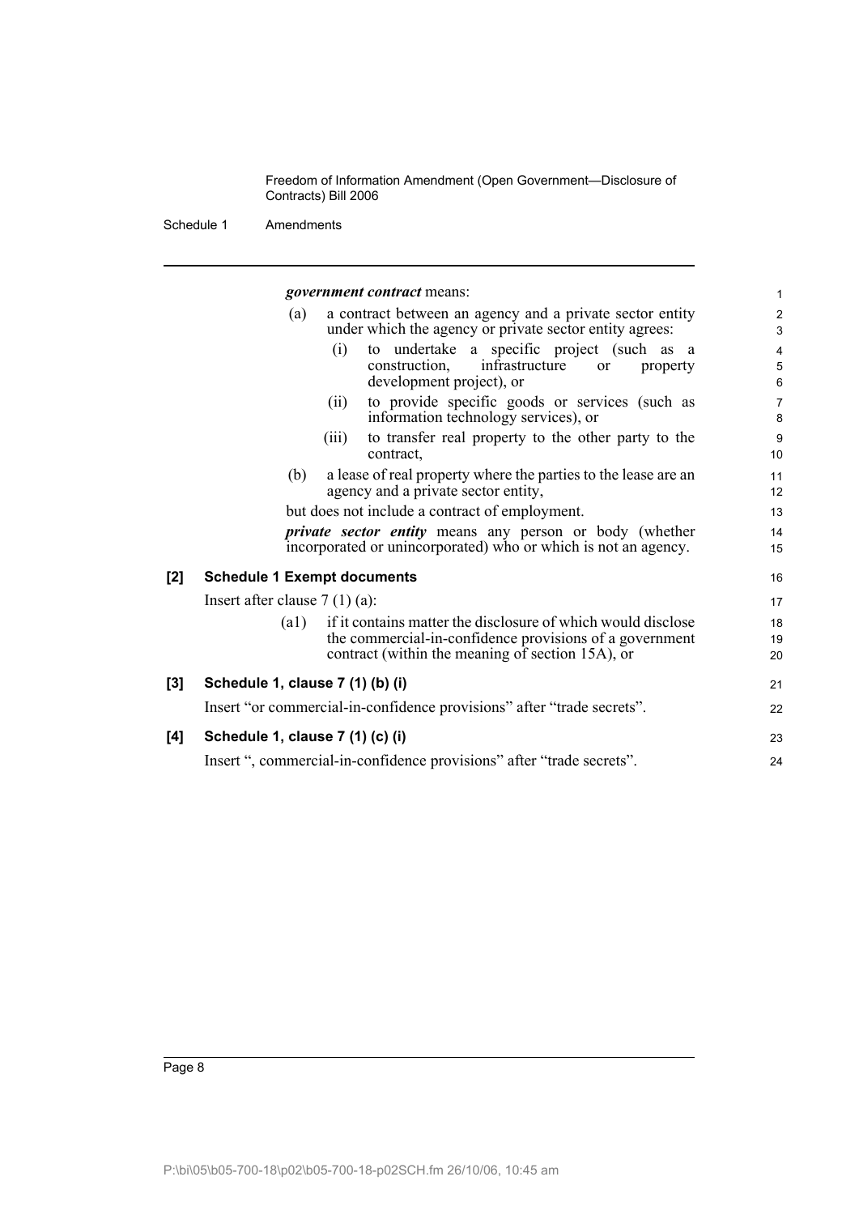***government contract*** means:

(a) a contract between an agency and a private sector entity under which the agency or private sector entity agrees:

  (i) to undertake a specific project (such as a construction, infrastructure or property development project), or

  (ii) to provide specific goods or services (such as information technology services), or

  (iii) to transfer real property to the other party to the contract,

(b) a lease of real property where the parties to the lease are an agency and a private sector entity,

but does not include a contract of employment.

***private sector entity*** means any person or body (whether incorporated or unincorporated) who or which is not an agency.

**[2] Schedule 1 Exempt documents**

Insert after clause 7 (1) (a):

(a1) if it contains matter the disclosure of which would disclose the commercial-in-confidence provisions of a government contract (within the meaning of section 15A), or

**[3] Schedule 1, clause 7 (1) (b) (i)**

Insert "or commercial-in-confidence provisions" after "trade secrets".

**[4] Schedule 1, clause 7 (1) (c) (i)**

Insert ", commercial-in-confidence provisions" after "trade secrets".